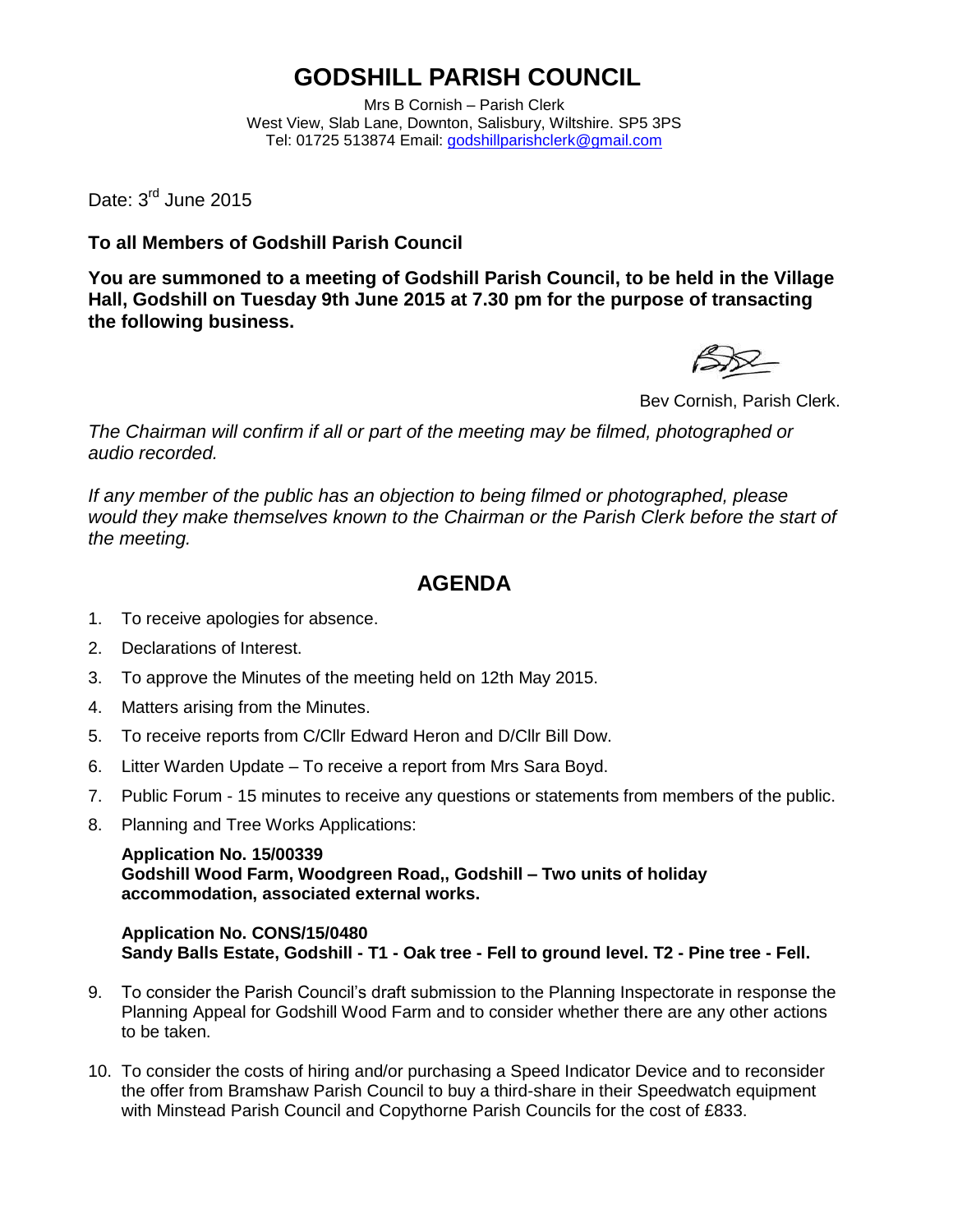# GODSHILL PARISH COUNCIL

Mrs B Cornish – Parish Clerk
West View, Slab Lane, Downton, Salisbury, Wiltshire. SP5 3PS
Tel: 01725 513874 Email: godshillparishclerk@gmail.com

Date: 3rd June 2015

**To all Members of Godshill Parish Council**

**You are summoned to a meeting of Godshill Parish Council, to be held in the Village Hall, Godshill on Tuesday 9th June 2015 at 7.30 pm for the purpose of transacting the following business.**

Bev Cornish, Parish Clerk.

*The Chairman will confirm if all or part of the meeting may be filmed, photographed or audio recorded.*

*If any member of the public has an objection to being filmed or photographed, please would they make themselves known to the Chairman or the Parish Clerk before the start of the meeting.*

## AGENDA

1. To receive apologies for absence.
2. Declarations of Interest.
3. To approve the Minutes of the meeting held on 12th May 2015.
4. Matters arising from the Minutes.
5. To receive reports from C/Cllr Edward Heron and D/Cllr Bill Dow.
6. Litter Warden Update – To receive a report from Mrs Sara Boyd.
7. Public Forum - 15 minutes to receive any questions or statements from members of the public.
8. Planning and Tree Works Applications:

   **Application No. 15/00339**
   **Godshill Wood Farm, Woodgreen Road,, Godshill – Two units of holiday accommodation, associated external works.**

   **Application No. CONS/15/0480**
   **Sandy Balls Estate, Godshill - T1 - Oak tree - Fell to ground level. T2 - Pine tree - Fell.**

9. To consider the Parish Council's draft submission to the Planning Inspectorate in response the Planning Appeal for Godshill Wood Farm and to consider whether there are any other actions to be taken.
10. To consider the costs of hiring and/or purchasing a Speed Indicator Device and to reconsider the offer from Bramshaw Parish Council to buy a third-share in their Speedwatch equipment with Minstead Parish Council and Copythorne Parish Councils for the cost of £833.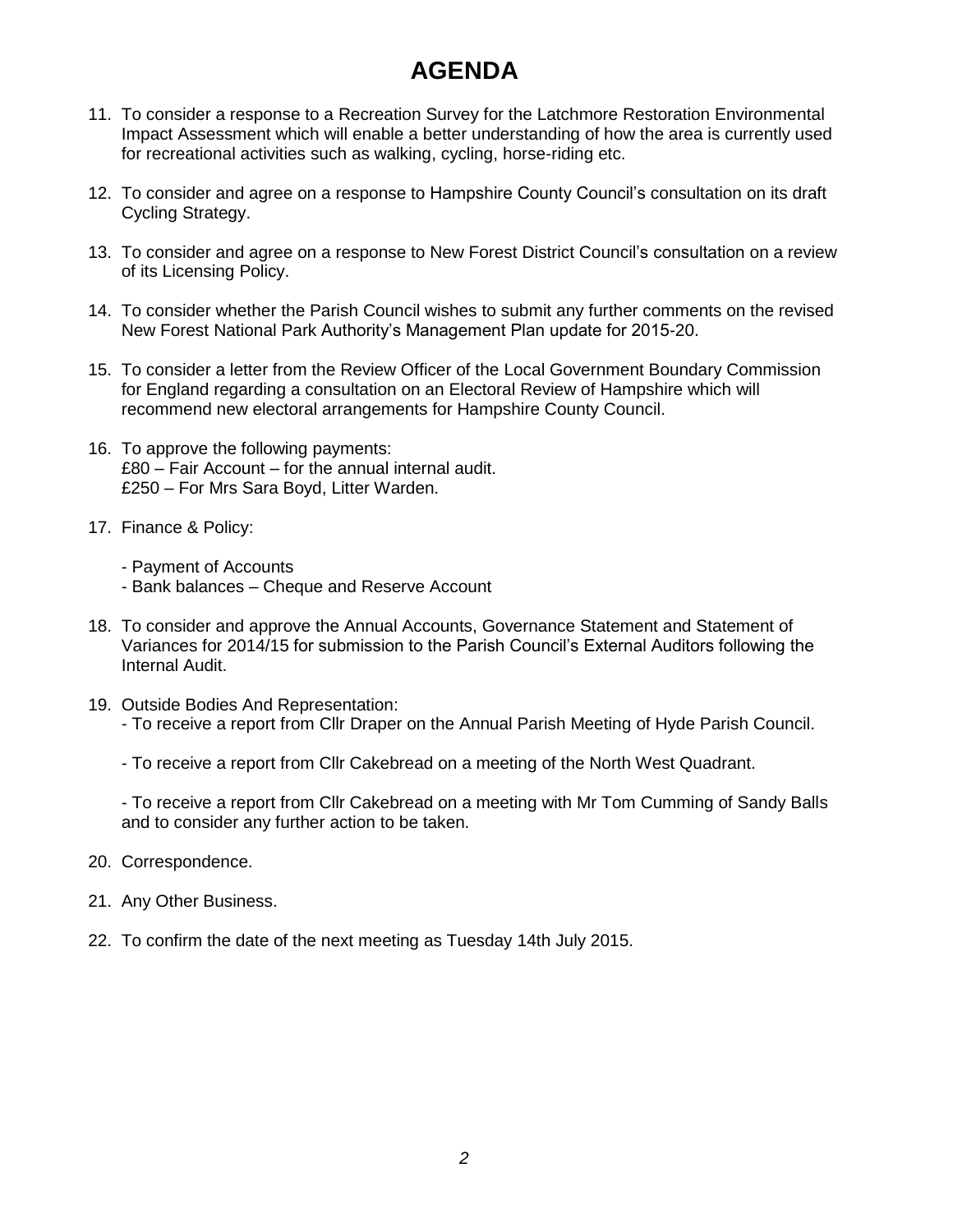# AGENDA

11. To consider a response to a Recreation Survey for the Latchmore Restoration Environmental Impact Assessment which will enable a better understanding of how the area is currently used for recreational activities such as walking, cycling, horse-riding etc.

12. To consider and agree on a response to Hampshire County Council's consultation on its draft Cycling Strategy.

13. To consider and agree on a response to New Forest District Council's consultation on a review of its Licensing Policy.

14. To consider whether the Parish Council wishes to submit any further comments on the revised New Forest National Park Authority's Management Plan update for 2015-20.

15. To consider a letter from the Review Officer of the Local Government Boundary Commission for England regarding a consultation on an Electoral Review of Hampshire which will recommend new electoral arrangements for Hampshire County Council.

16. To approve the following payments:
    £80 – Fair Account – for the annual internal audit.
    £250 – For Mrs Sara Boyd, Litter Warden.

17. Finance & Policy:

    - Payment of Accounts
    - Bank balances – Cheque and Reserve Account

18. To consider and approve the Annual Accounts, Governance Statement and Statement of Variances for 2014/15 for submission to the Parish Council's External Auditors following the Internal Audit.

19. Outside Bodies And Representation:
    - To receive a report from Cllr Draper on the Annual Parish Meeting of Hyde Parish Council.

    - To receive a report from Cllr Cakebread on a meeting of the North West Quadrant.

    - To receive a report from Cllr Cakebread on a meeting with Mr Tom Cumming of Sandy Balls and to consider any further action to be taken.

20. Correspondence.

21. Any Other Business.

22. To confirm the date of the next meeting as Tuesday 14th July 2015.